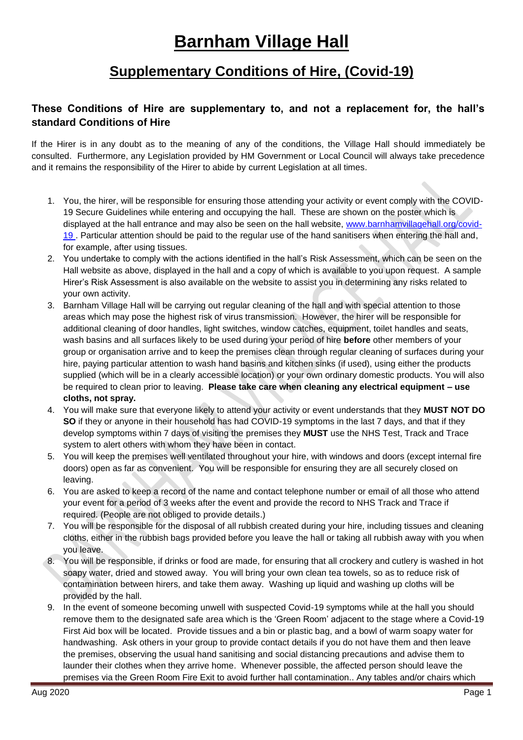# Barnham Village Hall

## Supplementary Conditions of Hire, (Covid-19)

### These Conditions of Hire are supplementary to, and not a replacement for, the hall's standard Conditions of Hire

If the Hirer is in any doubt as to the meaning of any of the conditions, the Village Hall should immediately be consulted. Furthermore, any Legislation provided by HM Government or Local Council will always take precedence and it remains the responsibility of the Hirer to abide by current Legislation at all times.

1. You, the hirer, will be responsible for ensuring those attending your activity or event comply with the COVID-19 Secure Guidelines while entering and occupying the hall. These are shown on the poster which is displayed at the hall entrance and may also be seen on the hall website, [www.barnhamvillagehall.org/covid-19](www.barnhamvillagehall.org/covid-19) . Particular attention should be paid to the regular use of the hand sanitisers when entering the hall and, for example, after using tissues.
2. You undertake to comply with the actions identified in the hall's Risk Assessment, which can be seen on the Hall website as above, displayed in the hall and a copy of which is available to you upon request. A sample Hirer's Risk Assessment is also available on the website to assist you in determining any risks related to your own activity.
3. Barnham Village Hall will be carrying out regular cleaning of the hall and with special attention to those areas which may pose the highest risk of virus transmission. However, the hirer will be responsible for additional cleaning of door handles, light switches, window catches, equipment, toilet handles and seats, wash basins and all surfaces likely to be used during your period of hire **before** other members of your group or organisation arrive and to keep the premises clean through regular cleaning of surfaces during your hire, paying particular attention to wash hand basins and kitchen sinks (if used), using either the products supplied (which will be in a clearly accessible location) or your own ordinary domestic products. You will also be required to clean prior to leaving. **Please take care when cleaning any electrical equipment – use cloths, not spray.**
4. You will make sure that everyone likely to attend your activity or event understands that they **MUST NOT DO SO** if they or anyone in their household has had COVID-19 symptoms in the last 7 days, and that if they develop symptoms within 7 days of visiting the premises they **MUST** use the NHS Test, Track and Trace system to alert others with whom they have been in contact.
5. You will keep the premises well ventilated throughout your hire, with windows and doors (except internal fire doors) open as far as convenient. You will be responsible for ensuring they are all securely closed on leaving.
6. You are asked to keep a record of the name and contact telephone number or email of all those who attend your event for a period of 3 weeks after the event and provide the record to NHS Track and Trace if required. (People are not obliged to provide details.)
7. You will be responsible for the disposal of all rubbish created during your hire, including tissues and cleaning cloths, either in the rubbish bags provided before you leave the hall or taking all rubbish away with you when you leave.
8. You will be responsible, if drinks or food are made, for ensuring that all crockery and cutlery is washed in hot soapy water, dried and stowed away. You will bring your own clean tea towels, so as to reduce risk of contamination between hirers, and take them away. Washing up liquid and washing up cloths will be provided by the hall.
9. In the event of someone becoming unwell with suspected Covid-19 symptoms while at the hall you should remove them to the designated safe area which is the 'Green Room' adjacent to the stage where a Covid-19 First Aid box will be located. Provide tissues and a bin or plastic bag, and a bowl of warm soapy water for handwashing. Ask others in your group to provide contact details if you do not have them and then leave the premises, observing the usual hand sanitising and social distancing precautions and advise them to launder their clothes when they arrive home. Whenever possible, the affected person should leave the premises via the Green Room Fire Exit to avoid further hall contamination.. Any tables and/or chairs which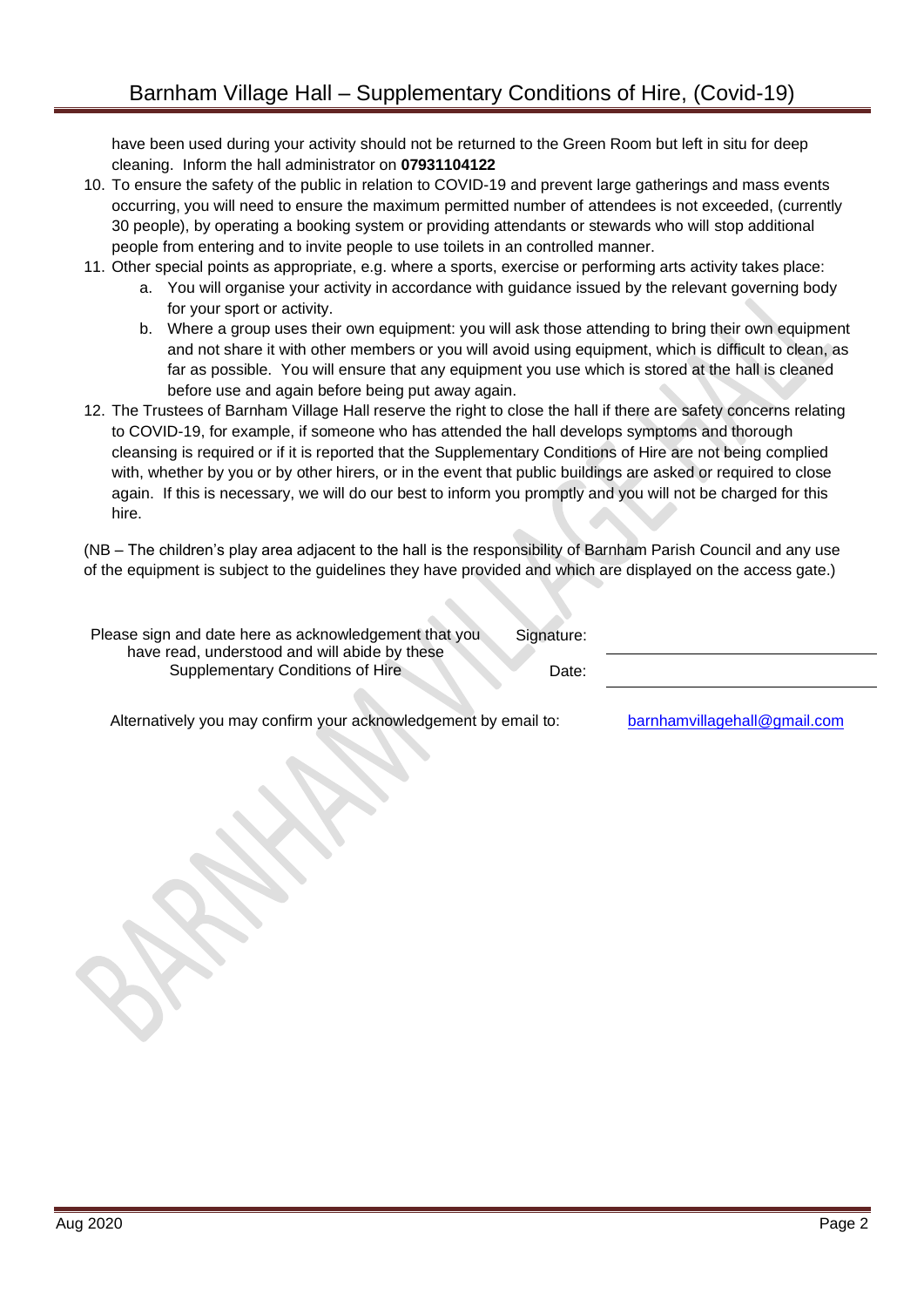have been used during your activity should not be returned to the Green Room but left in situ for deep cleaning. Inform the hall administrator on **07931104122**

10. To ensure the safety of the public in relation to COVID-19 and prevent large gatherings and mass events occurring, you will need to ensure the maximum permitted number of attendees is not exceeded, (currently 30 people), by operating a booking system or providing attendants or stewards who will stop additional people from entering and to invite people to use toilets in an controlled manner.
11. Other special points as appropriate, e.g. where a sports, exercise or performing arts activity takes place:
    a. You will organise your activity in accordance with guidance issued by the relevant governing body for your sport or activity.
    b. Where a group uses their own equipment: you will ask those attending to bring their own equipment and not share it with other members or you will avoid using equipment, which is difficult to clean, as far as possible. You will ensure that any equipment you use which is stored at the hall is cleaned before use and again before being put away again.
12. The Trustees of Barnham Village Hall reserve the right to close the hall if there are safety concerns relating to COVID-19, for example, if someone who has attended the hall develops symptoms and thorough cleansing is required or if it is reported that the Supplementary Conditions of Hire are not being complied with, whether by you or by other hirers, or in the event that public buildings are asked or required to close again. If this is necessary, we will do our best to inform you promptly and you will not be charged for this hire.

(NB – The children's play area adjacent to the hall is the responsibility of Barnham Parish Council and any use of the equipment is subject to the guidelines they have provided and which are displayed on the access gate.)

Please sign and date here as acknowledgement that you have read, understood and will abide by these Supplementary Conditions of Hire

Signature: ______________________

Date: ______________________

Alternatively you may confirm your acknowledgement by email to: barnhamvillagehall@gmail.com